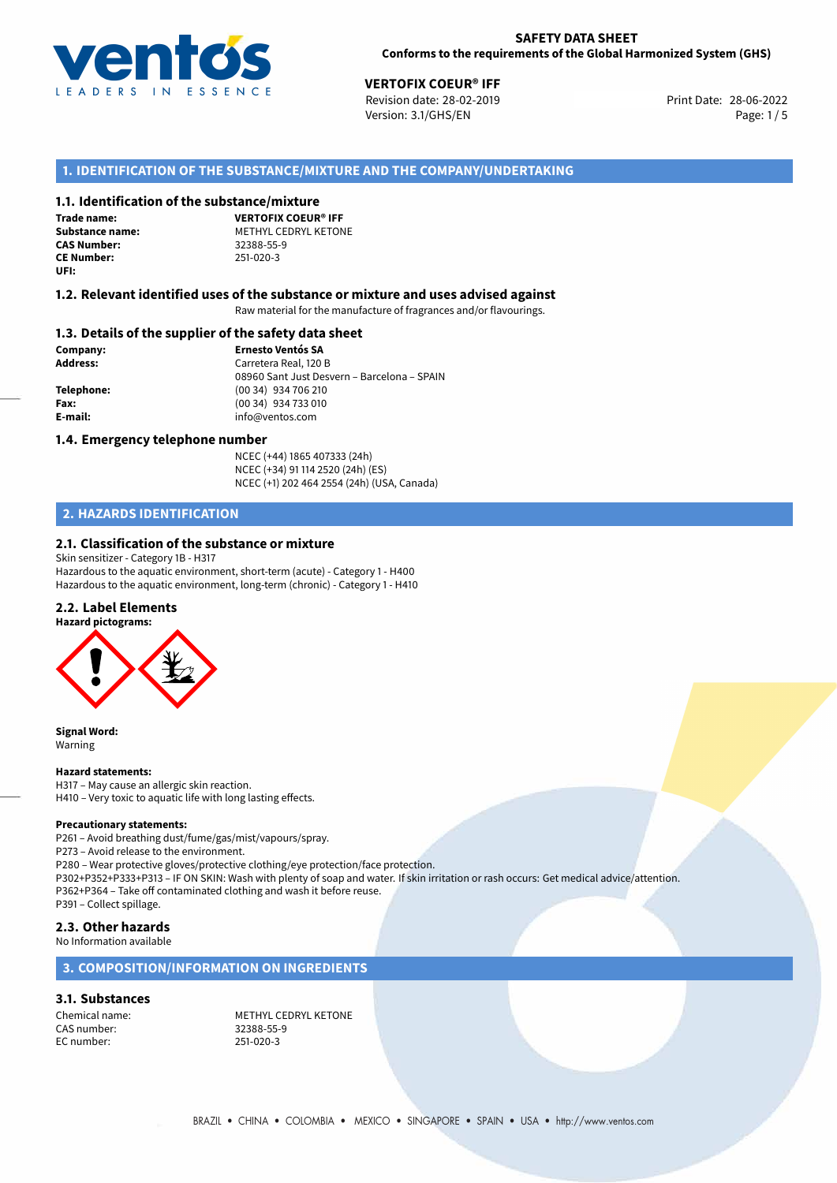**SAFETY DATA SHEET**
**Conforms to the requirements of the Global Harmonized System (GHS)**

**VERTOFIX COEUR® IFF**
Revision date: 28-02-2019
Version: 3.1/GHS/EN
Print Date: 28-06-2022

## 1. IDENTIFICATION OF THE SUBSTANCE/MIXTURE AND THE COMPANY/UNDERTAKING

### 1.1. Identification of the substance/mixture

**Trade name:** **VERTOFIX COEUR® IFF**
**Substance name:** METHYL CEDRYL KETONE
**CAS Number:** 32388-55-9
**CE Number:** 251-020-3
**UFI:**

### 1.2. Relevant identified uses of the substance or mixture and uses advised against

Raw material for the manufacture of fragrances and/or flavourings.

### 1.3. Details of the supplier of the safety data sheet

**Company:** **Ernesto Ventós SA**
**Address:** Carretera Real, 120 B
08960 Sant Just Desvern – Barcelona – SPAIN
**Telephone:** (00 34) 934 706 210
**Fax:** (00 34) 934 733 010
**E-mail:** info@ventos.com

### 1.4. Emergency telephone number

NCEC (+44) 1865 407333 (24h)
NCEC (+34) 91 114 2520 (24h) (ES)
NCEC (+1) 202 464 2554 (24h) (USA, Canada)

## 2. HAZARDS IDENTIFICATION

### 2.1. Classification of the substance or mixture

Skin sensitizer - Category 1B - H317
Hazardous to the aquatic environment, short-term (acute) - Category 1 - H400
Hazardous to the aquatic environment, long-term (chronic) - Category 1 - H410

### 2.2. Label Elements

**Hazard pictograms:**

**Signal Word:**
Warning

**Hazard statements:**
H317 – May cause an allergic skin reaction.
H410 – Very toxic to aquatic life with long lasting effects.

**Precautionary statements:**
P261 – Avoid breathing dust/fume/gas/mist/vapours/spray.
P273 – Avoid release to the environment.
P280 – Wear protective gloves/protective clothing/eye protection/face protection.
P302+P352+P333+P313 – IF ON SKIN: Wash with plenty of soap and water. If skin irritation or rash occurs: Get medical advice/attention.
P362+P364 – Take off contaminated clothing and wash it before reuse.
P391 – Collect spillage.

### 2.3. Other hazards

No Information available

## 3. COMPOSITION/INFORMATION ON INGREDIENTS

### 3.1. Substances

Chemical name: METHYL CEDRYL KETONE
CAS number: 32388-55-9
EC number: 251-020-3

BRAZIL • CHINA • COLOMBIA • MEXICO • SINGAPORE • SPAIN • USA • http://www.ventos.com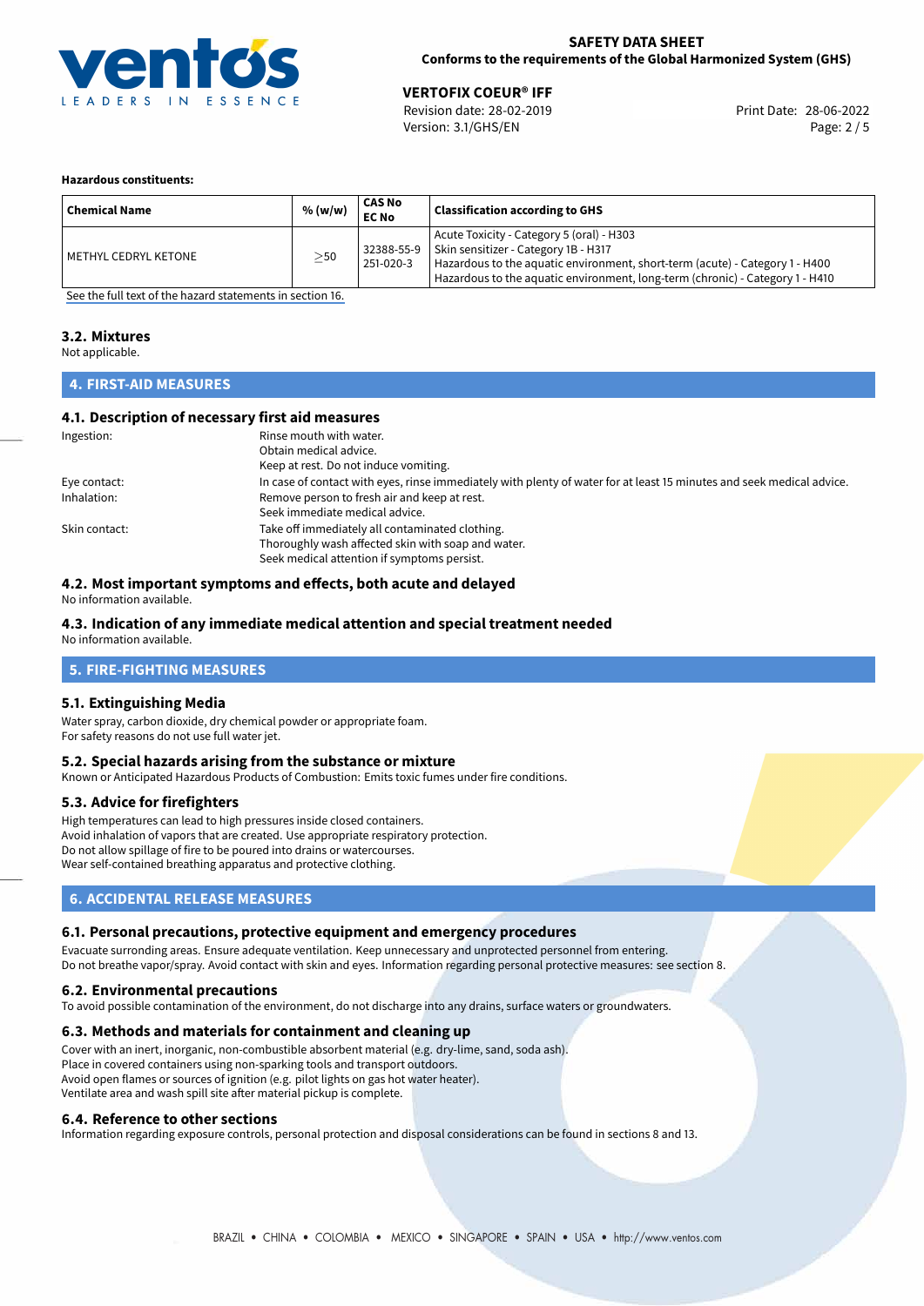**Hazardous constituents:**

| Chemical Name | % (w/w) | CAS No<br>EC No | Classification according to GHS |
|---|---|---|---|
| METHYL CEDRYL KETONE | ≥50 | 32388-55-9<br>251-020-3 | Acute Toxicity - Category 5 (oral) - H303<br>Skin sensitizer - Category 1B - H317<br>Hazardous to the aquatic environment, short-term (acute) - Category 1 - H400<br>Hazardous to the aquatic environment, long-term (chronic) - Category 1 - H410 |

See the full text of the hazard statements in section 16.

### 3.2. Mixtures

Not applicable.

## 4. FIRST-AID MEASURES

### 4.1. Description of necessary first aid measures

Ingestion: Rinse mouth with water.
Obtain medical advice.
Keep at rest. Do not induce vomiting.

Eye contact: In case of contact with eyes, rinse immediately with plenty of water for at least 15 minutes and seek medical advice.

Inhalation: Remove person to fresh air and keep at rest.
Seek immediate medical advice.

Skin contact: Take off immediately all contaminated clothing.
Thoroughly wash affected skin with soap and water.
Seek medical attention if symptoms persist.

### 4.2. Most important symptoms and effects, both acute and delayed

No information available.

### 4.3. Indication of any immediate medical attention and special treatment needed

No information available.

## 5. FIRE-FIGHTING MEASURES

### 5.1. Extinguishing Media

Water spray, carbon dioxide, dry chemical powder or appropriate foam.
For safety reasons do not use full water jet.

### 5.2. Special hazards arising from the substance or mixture

Known or Anticipated Hazardous Products of Combustion: Emits toxic fumes under fire conditions.

### 5.3. Advice for firefighters

High temperatures can lead to high pressures inside closed containers.
Avoid inhalation of vapors that are created. Use appropriate respiratory protection.
Do not allow spillage of fire to be poured into drains or watercourses.
Wear self-contained breathing apparatus and protective clothing.

## 6. ACCIDENTAL RELEASE MEASURES

### 6.1. Personal precautions, protective equipment and emergency procedures

Evacuate surronding areas. Ensure adequate ventilation. Keep unnecessary and unprotected personnel from entering.
Do not breathe vapor/spray. Avoid contact with skin and eyes. Information regarding personal protective measures: see section 8.

### 6.2. Environmental precautions

To avoid possible contamination of the environment, do not discharge into any drains, surface waters or groundwaters.

### 6.3. Methods and materials for containment and cleaning up

Cover with an inert, inorganic, non-combustible absorbent material (e.g. dry-lime, sand, soda ash).
Place in covered containers using non-sparking tools and transport outdoors.
Avoid open flames or sources of ignition (e.g. pilot lights on gas hot water heater).
Ventilate area and wash spill site after material pickup is complete.

### 6.4. Reference to other sections

Information regarding exposure controls, personal protection and disposal considerations can be found in sections 8 and 13.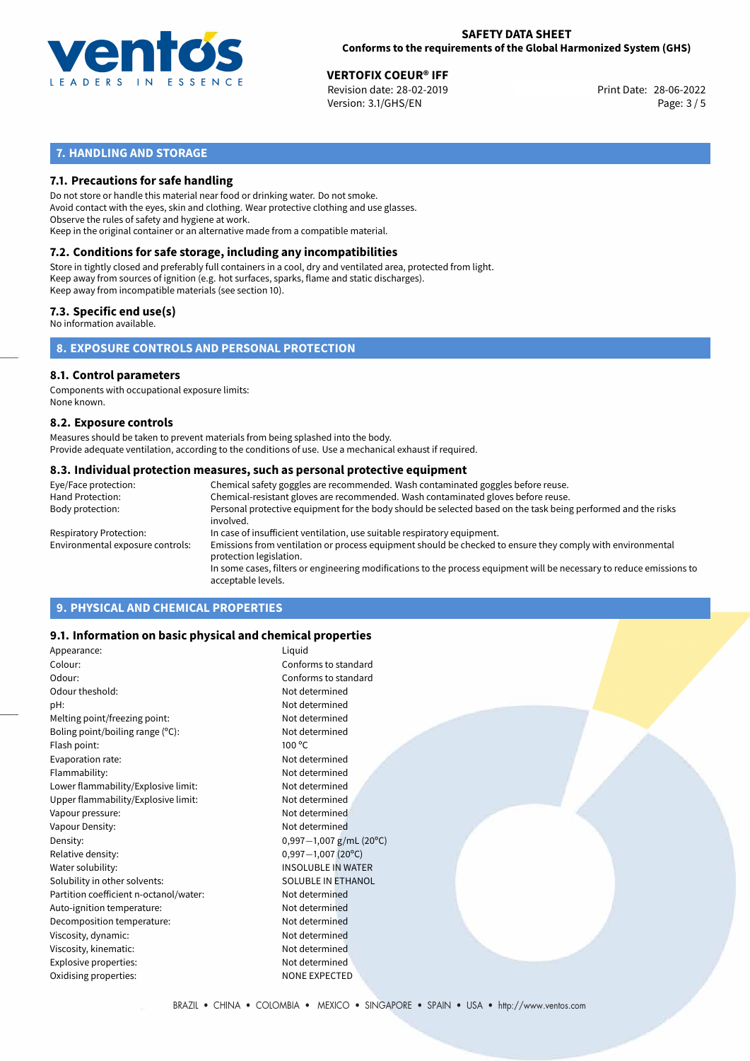## 7. HANDLING AND STORAGE

### 7.1. Precautions for safe handling

Do not store or handle this material near food or drinking water. Do not smoke.
Avoid contact with the eyes, skin and clothing. Wear protective clothing and use glasses.
Observe the rules of safety and hygiene at work.
Keep in the original container or an alternative made from a compatible material.

### 7.2. Conditions for safe storage, including any incompatibilities

Store in tightly closed and preferably full containers in a cool, dry and ventilated area, protected from light.
Keep away from sources of ignition (e.g. hot surfaces, sparks, flame and static discharges).
Keep away from incompatible materials (see section 10).

### 7.3. Specific end use(s)

No information available.

## 8. EXPOSURE CONTROLS AND PERSONAL PROTECTION

### 8.1. Control parameters

Components with occupational exposure limits:
None known.

### 8.2. Exposure controls

Measures should be taken to prevent materials from being splashed into the body.
Provide adequate ventilation, according to the conditions of use. Use a mechanical exhaust if required.

### 8.3. Individual protection measures, such as personal protective equipment

| | |
|---|---|
| Eye/Face protection: | Chemical safety goggles are recommended. Wash contaminated goggles before reuse. |
| Hand Protection: | Chemical-resistant gloves are recommended. Wash contaminated gloves before reuse. |
| Body protection: | Personal protective equipment for the body should be selected based on the task being performed and the risks involved. |
| Respiratory Protection: | In case of insufficient ventilation, use suitable respiratory equipment. |
| Environmental exposure controls: | Emissions from ventilation or process equipment should be checked to ensure they comply with environmental protection legislation. In some cases, filters or engineering modifications to the process equipment will be necessary to reduce emissions to acceptable levels. |

## 9. PHYSICAL AND CHEMICAL PROPERTIES

### 9.1. Information on basic physical and chemical properties

| | |
|---|---|
| Appearance: | Liquid |
| Colour: | Conforms to standard |
| Odour: | Conforms to standard |
| Odour theshold: | Not determined |
| pH: | Not determined |
| Melting point/freezing point: | Not determined |
| Boling point/boiling range (°C): | Not determined |
| Flash point: | 100 °C |
| Evaporation rate: | Not determined |
| Flammability: | Not determined |
| Lower flammability/Explosive limit: | Not determined |
| Upper flammability/Explosive limit: | Not determined |
| Vapour pressure: | Not determined |
| Vapour Density: | Not determined |
| Density: | 0,997−1,007 g/mL (20°C) |
| Relative density: | 0,997−1,007 (20°C) |
| Water solubility: | INSOLUBLE IN WATER |
| Solubility in other solvents: | SOLUBLE IN ETHANOL |
| Partition coefficient n-octanol/water: | Not determined |
| Auto-ignition temperature: | Not determined |
| Decomposition temperature: | Not determined |
| Viscosity, dynamic: | Not determined |
| Viscosity, kinematic: | Not determined |
| Explosive properties: | Not determined |
| Oxidising properties: | NONE EXPECTED |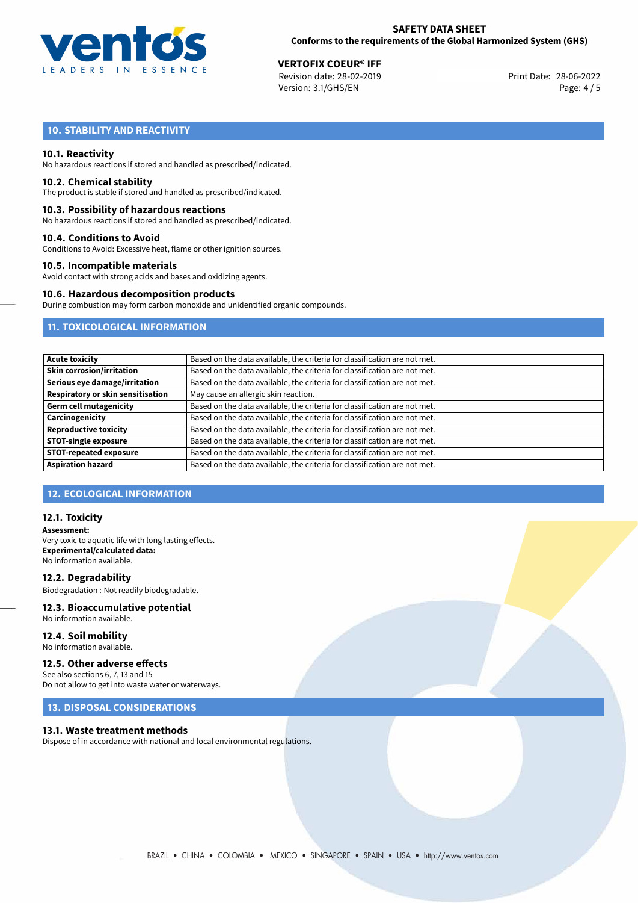## 10. STABILITY AND REACTIVITY

### 10.1. Reactivity

No hazardous reactions if stored and handled as prescribed/indicated.

### 10.2. Chemical stability

The product is stable if stored and handled as prescribed/indicated.

### 10.3. Possibility of hazardous reactions

No hazardous reactions if stored and handled as prescribed/indicated.

### 10.4. Conditions to Avoid

Conditions to Avoid: Excessive heat, flame or other ignition sources.

### 10.5. Incompatible materials

Avoid contact with strong acids and bases and oxidizing agents.

### 10.6. Hazardous decomposition products

During combustion may form carbon monoxide and unidentified organic compounds.

## 11. TOXICOLOGICAL INFORMATION

| | |
|---|---|
| **Acute toxicity** | Based on the data available, the criteria for classification are not met. |
| **Skin corrosion/irritation** | Based on the data available, the criteria for classification are not met. |
| **Serious eye damage/irritation** | Based on the data available, the criteria for classification are not met. |
| **Respiratory or skin sensitisation** | May cause an allergic skin reaction. |
| **Germ cell mutagenicity** | Based on the data available, the criteria for classification are not met. |
| **Carcinogenicity** | Based on the data available, the criteria for classification are not met. |
| **Reproductive toxicity** | Based on the data available, the criteria for classification are not met. |
| **STOT-single exposure** | Based on the data available, the criteria for classification are not met. |
| **STOT-repeated exposure** | Based on the data available, the criteria for classification are not met. |
| **Aspiration hazard** | Based on the data available, the criteria for classification are not met. |

## 12. ECOLOGICAL INFORMATION

### 12.1. Toxicity

**Assessment:**
Very toxic to aquatic life with long lasting effects.
**Experimental/calculated data:**
No information available.

### 12.2. Degradability

Biodegradation : Not readily biodegradable.

### 12.3. Bioaccumulative potential

No information available.

### 12.4. Soil mobility

No information available.

### 12.5. Other adverse effects

See also sections 6, 7, 13 and 15
Do not allow to get into waste water or waterways.

## 13. DISPOSAL CONSIDERATIONS

### 13.1. Waste treatment methods

Dispose of in accordance with national and local environmental regulations.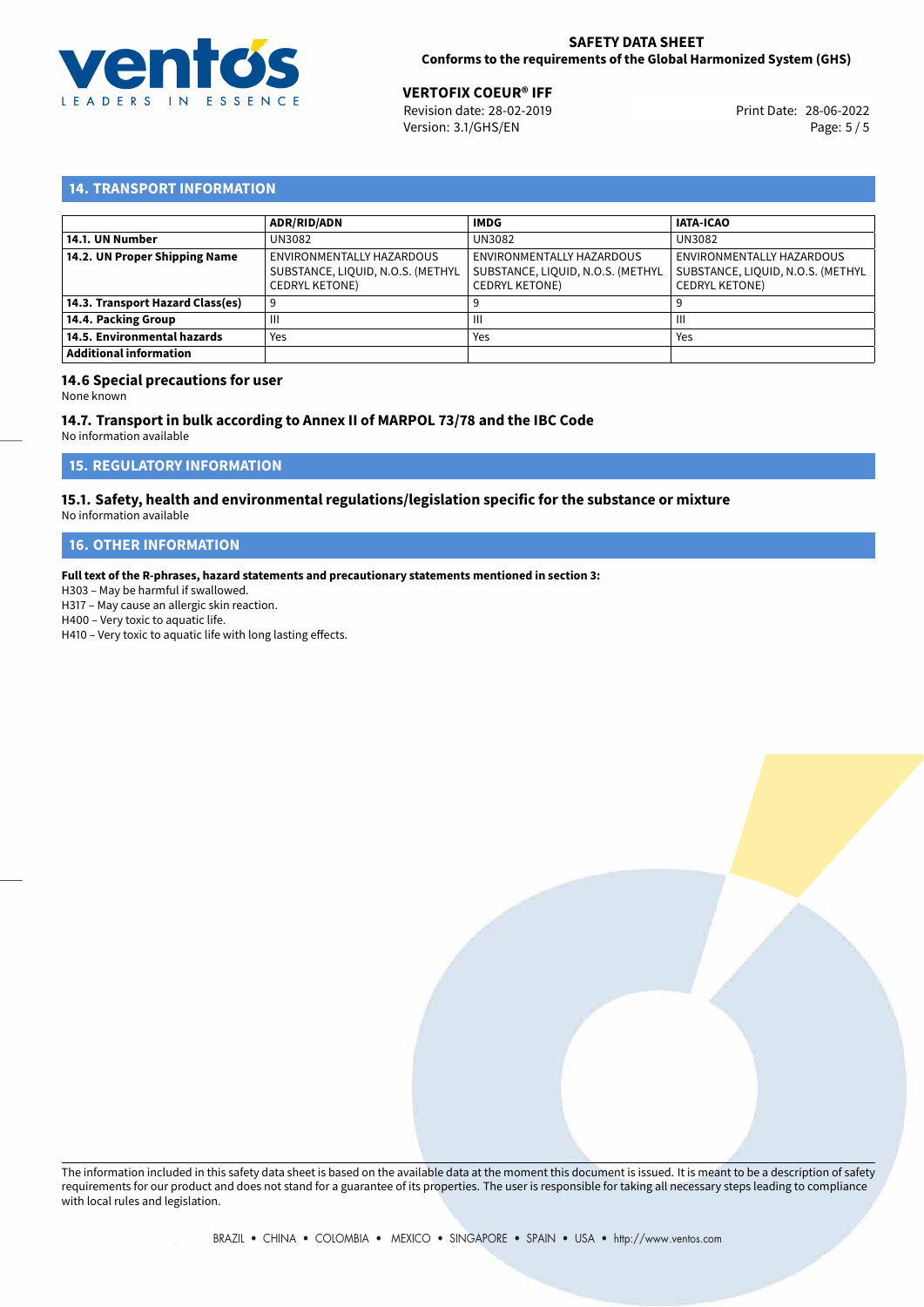## 14. TRANSPORT INFORMATION

| | ADR/RID/ADN | IMDG | IATA-ICAO |
|---|---|---|---|
| **14.1. UN Number** | UN3082 | UN3082 | UN3082 |
| **14.2. UN Proper Shipping Name** | ENVIRONMENTALLY HAZARDOUS SUBSTANCE, LIQUID, N.O.S. (METHYL CEDRYL KETONE) | ENVIRONMENTALLY HAZARDOUS SUBSTANCE, LIQUID, N.O.S. (METHYL CEDRYL KETONE) | ENVIRONMENTALLY HAZARDOUS SUBSTANCE, LIQUID, N.O.S. (METHYL CEDRYL KETONE) |
| **14.3. Transport Hazard Class(es)** | 9 | 9 | 9 |
| **14.4. Packing Group** | III | III | III |
| **14.5. Environmental hazards** | Yes | Yes | Yes |
| **Additional information** | | | |

### 14.6 Special precautions for user

None known

### 14.7. Transport in bulk according to Annex II of MARPOL 73/78 and the IBC Code

No information available

## 15. REGULATORY INFORMATION

### 15.1. Safety, health and environmental regulations/legislation specific for the substance or mixture

No information available

## 16. OTHER INFORMATION

**Full text of the R-phrases, hazard statements and precautionary statements mentioned in section 3:**

H303 – May be harmful if swallowed.
H317 – May cause an allergic skin reaction.
H400 – Very toxic to aquatic life.
H410 – Very toxic to aquatic life with long lasting effects.

The information included in this safety data sheet is based on the available data at the moment this document is issued. It is meant to be a description of safety requirements for our product and does not stand for a guarantee of its properties. The user is responsible for taking all necessary steps leading to compliance with local rules and legislation.